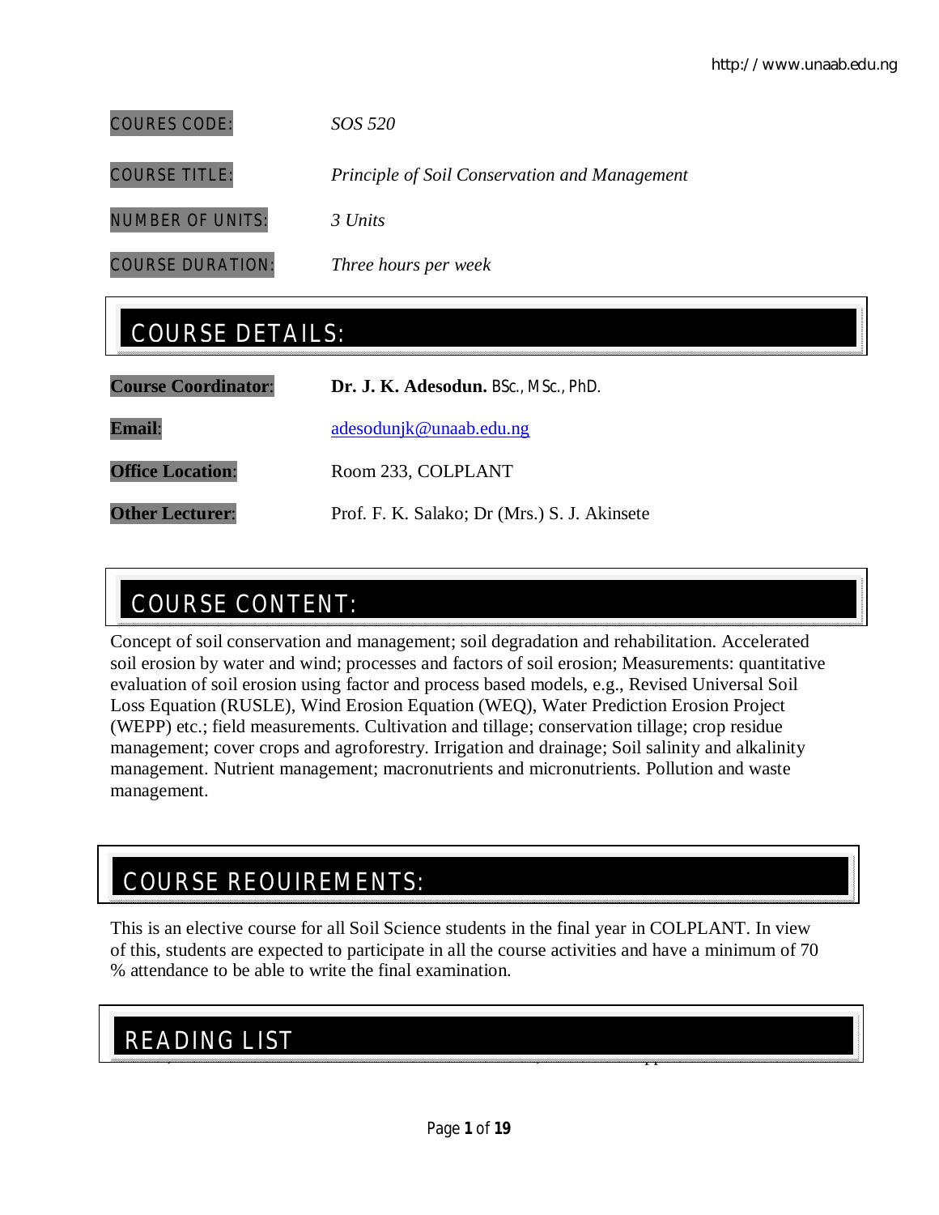| | |
|---|---|
| COURES CODE: | *SOS 520* |
| COURSE TITLE: | *Principle of Soil Conservation and Management* |
| NUMBER OF UNITS: | *3 Units* |
| COURSE DURATION: | *Three hours per week* |

## COURSE DETAILS:

| | |
|---|---|
| **Course Coordinator**: | **Dr. J. K. Adesodun.** BSc., MSc., PhD. |
| **Email**: | adesodunjk@unaab.edu.ng |
| **Office Location**: | Room 233, COLPLANT |
| **Other Lecturer**: | Prof. F. K. Salako; Dr (Mrs.) S. J. Akinsete |

## COURSE CONTENT:

Concept of soil conservation and management; soil degradation and rehabilitation. Accelerated soil erosion by water and wind; processes and factors of soil erosion; Measurements: quantitative evaluation of soil erosion using factor and process based models, e.g., Revised Universal Soil Loss Equation (RUSLE), Wind Erosion Equation (WEQ), Water Prediction Erosion Project (WEPP) etc.; field measurements. Cultivation and tillage; conservation tillage; crop residue management; cover crops and agroforestry. Irrigation and drainage; Soil salinity and alkalinity management. Nutrient management; macronutrients and micronutrients. Pollution and waste management.

## COURSE REOUIREMENTS:

This is an elective course for all Soil Science students in the final year in COLPLANT. In view of this, students are expected to participate in all the course activities and have a minimum of 70 % attendance to be able to write the final examination.

## READING LIST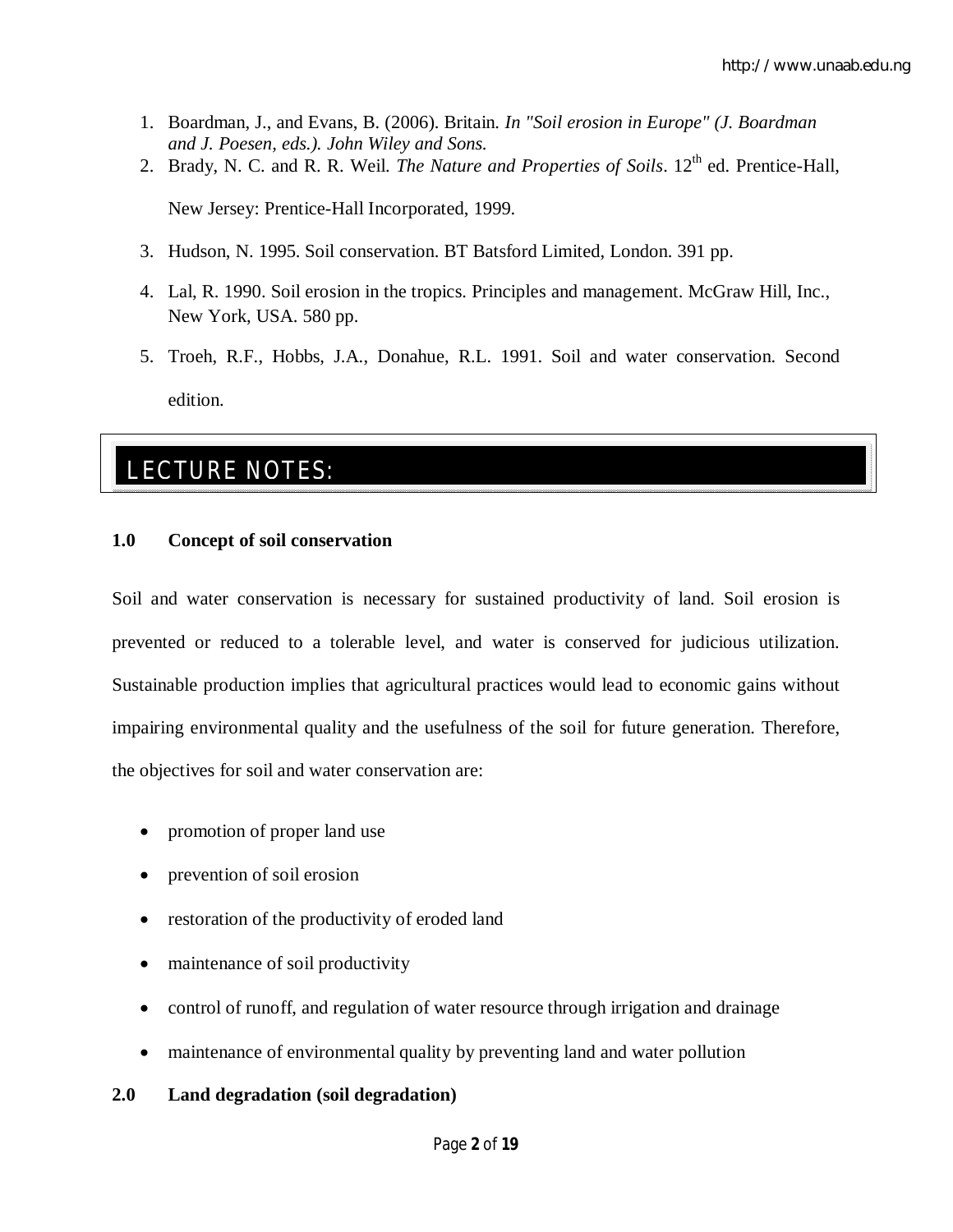1. Boardman, J., and Evans, B. (2006). Britain. *In "Soil erosion in Europe" (J. Boardman and J. Poesen, eds.). John Wiley and Sons.*
2. Brady, N. C. and R. R. Weil. *The Nature and Properties of Soils*. 12th ed. Prentice-Hall, New Jersey: Prentice-Hall Incorporated, 1999.
3. Hudson, N. 1995. Soil conservation. BT Batsford Limited, London. 391 pp.
4. Lal, R. 1990. Soil erosion in the tropics. Principles and management. McGraw Hill, Inc., New York, USA. 580 pp.
5. Troeh, R.F., Hobbs, J.A., Donahue, R.L. 1991. Soil and water conservation. Second edition.

# LECTURE NOTES:

## 1.0 Concept of soil conservation

Soil and water conservation is necessary for sustained productivity of land. Soil erosion is prevented or reduced to a tolerable level, and water is conserved for judicious utilization. Sustainable production implies that agricultural practices would lead to economic gains without impairing environmental quality and the usefulness of the soil for future generation. Therefore, the objectives for soil and water conservation are:

- promotion of proper land use
- prevention of soil erosion
- restoration of the productivity of eroded land
- maintenance of soil productivity
- control of runoff, and regulation of water resource through irrigation and drainage
- maintenance of environmental quality by preventing land and water pollution

## 2.0 Land degradation (soil degradation)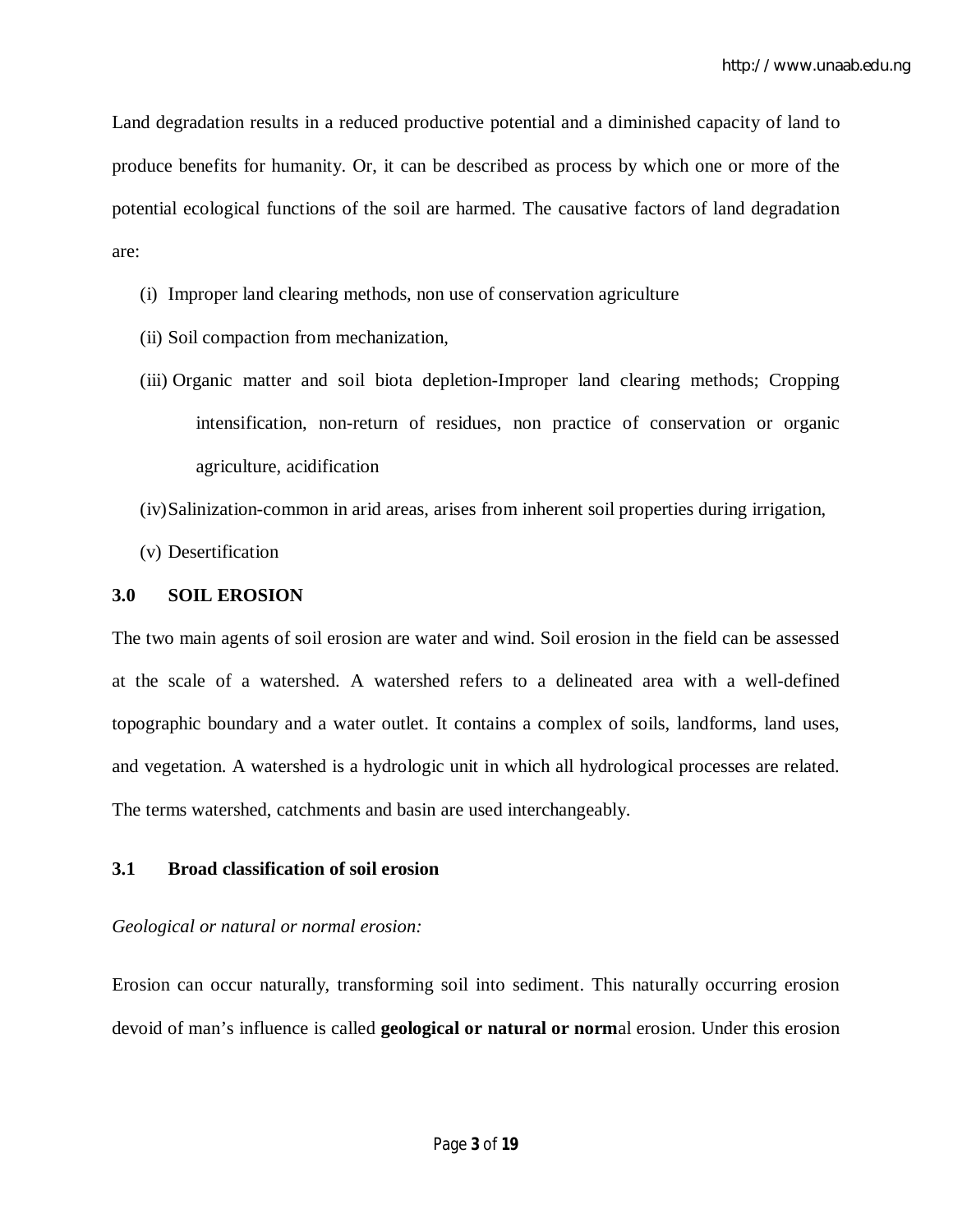Land degradation results in a reduced productive potential and a diminished capacity of land to produce benefits for humanity. Or, it can be described as process by which one or more of the potential ecological functions of the soil are harmed. The causative factors of land degradation are:

(i) Improper land clearing methods, non use of conservation agriculture

(ii) Soil compaction from mechanization,

(iii) Organic matter and soil biota depletion-Improper land clearing methods; Cropping intensification, non-return of residues, non practice of conservation or organic agriculture, acidification

(iv) Salinization-common in arid areas, arises from inherent soil properties during irrigation,

(v) Desertification

## 3.0 SOIL EROSION

The two main agents of soil erosion are water and wind. Soil erosion in the field can be assessed at the scale of a watershed. A watershed refers to a delineated area with a well-defined topographic boundary and a water outlet. It contains a complex of soils, landforms, land uses, and vegetation. A watershed is a hydrologic unit in which all hydrological processes are related. The terms watershed, catchments and basin are used interchangeably.

### 3.1 Broad classification of soil erosion

*Geological or natural or normal erosion:*

Erosion can occur naturally, transforming soil into sediment. This naturally occurring erosion devoid of man's influence is called **geological or natural or norm**al erosion. Under this erosion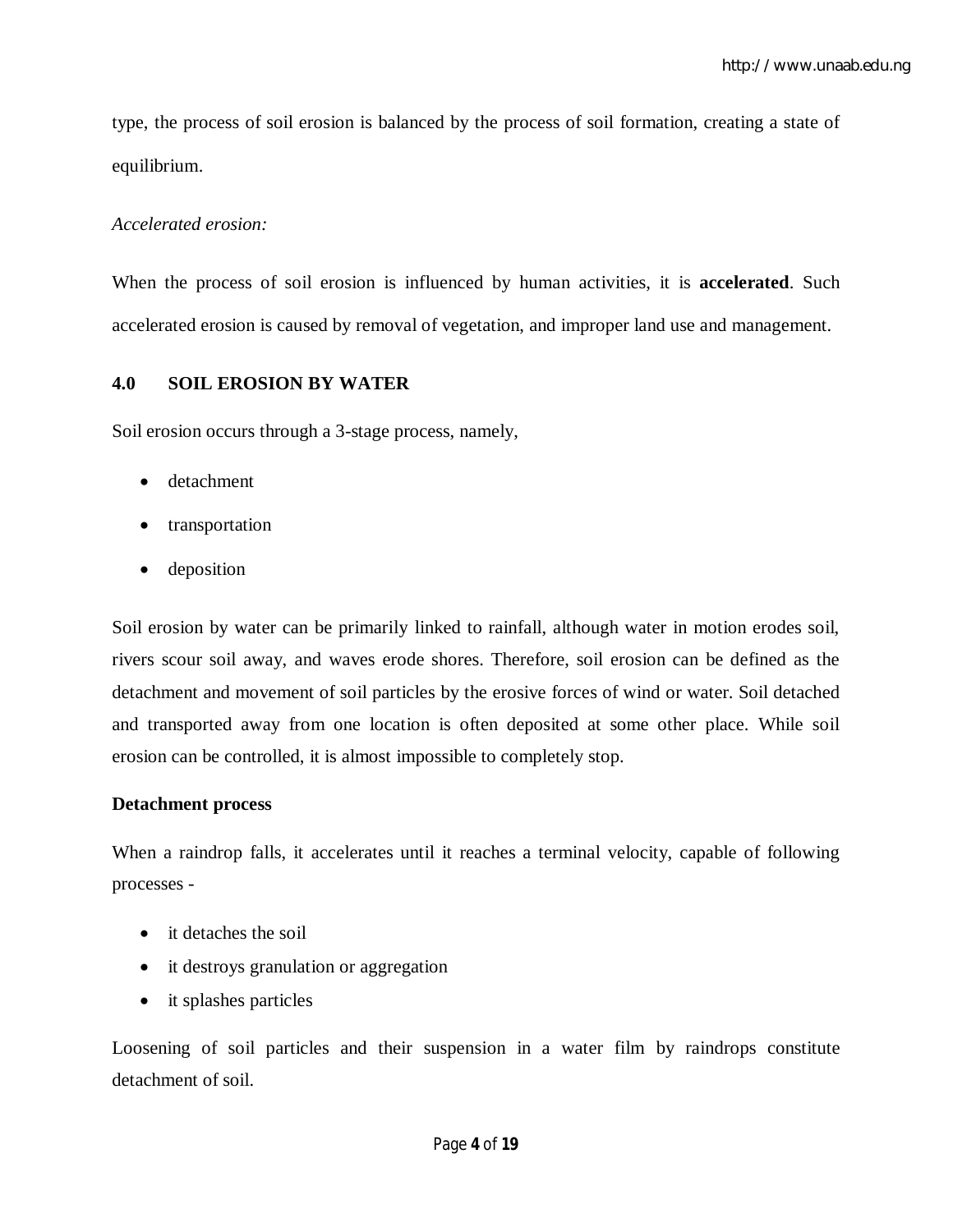type, the process of soil erosion is balanced by the process of soil formation, creating a state of equilibrium.

*Accelerated erosion:*

When the process of soil erosion is influenced by human activities, it is **accelerated**. Such accelerated erosion is caused by removal of vegetation, and improper land use and management.

## 4.0 SOIL EROSION BY WATER

Soil erosion occurs through a 3-stage process, namely,

- detachment
- transportation
- deposition

Soil erosion by water can be primarily linked to rainfall, although water in motion erodes soil, rivers scour soil away, and waves erode shores. Therefore, soil erosion can be defined as the detachment and movement of soil particles by the erosive forces of wind or water. Soil detached and transported away from one location is often deposited at some other place. While soil erosion can be controlled, it is almost impossible to completely stop.

**Detachment process**

When a raindrop falls, it accelerates until it reaches a terminal velocity, capable of following processes -

- it detaches the soil
- it destroys granulation or aggregation
- it splashes particles

Loosening of soil particles and their suspension in a water film by raindrops constitute detachment of soil.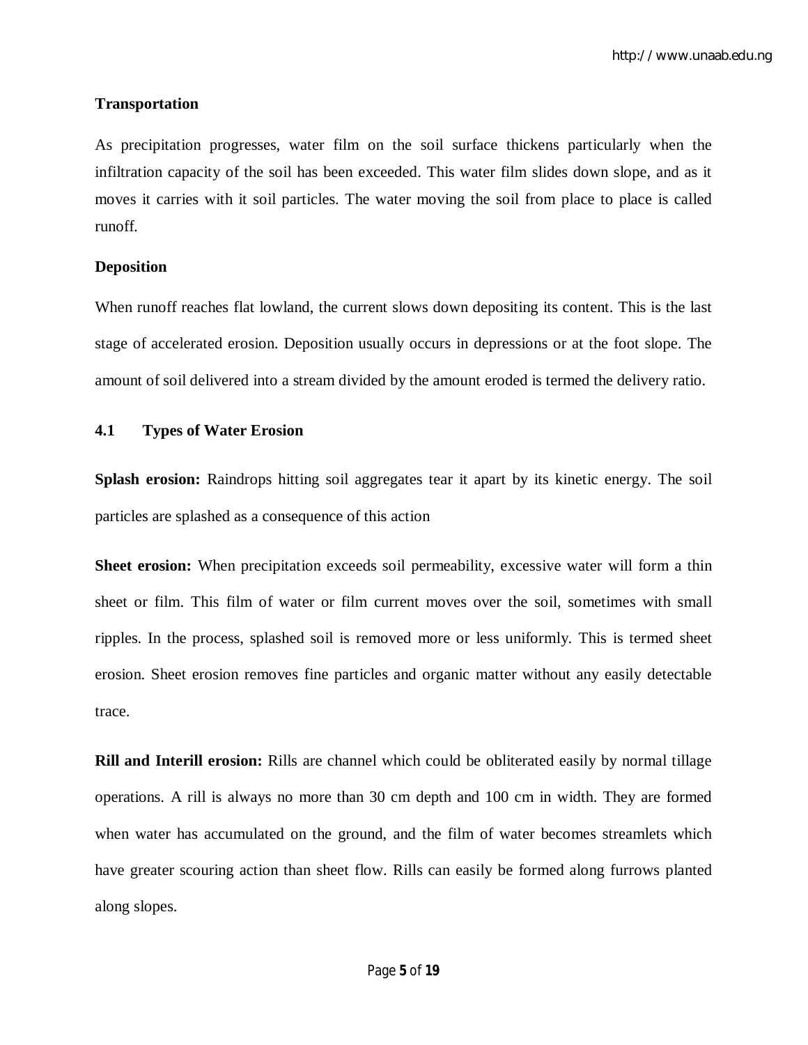**Transportation**

As precipitation progresses, water film on the soil surface thickens particularly when the infiltration capacity of the soil has been exceeded. This water film slides down slope, and as it moves it carries with it soil particles. The water moving the soil from place to place is called runoff.

**Deposition**

When runoff reaches flat lowland, the current slows down depositing its content. This is the last stage of accelerated erosion. Deposition usually occurs in depressions or at the foot slope. The amount of soil delivered into a stream divided by the amount eroded is termed the delivery ratio.

## 4.1 Types of Water Erosion

**Splash erosion:** Raindrops hitting soil aggregates tear it apart by its kinetic energy. The soil particles are splashed as a consequence of this action

**Sheet erosion:** When precipitation exceeds soil permeability, excessive water will form a thin sheet or film. This film of water or film current moves over the soil, sometimes with small ripples. In the process, splashed soil is removed more or less uniformly. This is termed sheet erosion. Sheet erosion removes fine particles and organic matter without any easily detectable trace.

**Rill and Interill erosion:** Rills are channel which could be obliterated easily by normal tillage operations. A rill is always no more than 30 cm depth and 100 cm in width. They are formed when water has accumulated on the ground, and the film of water becomes streamlets which have greater scouring action than sheet flow. Rills can easily be formed along furrows planted along slopes.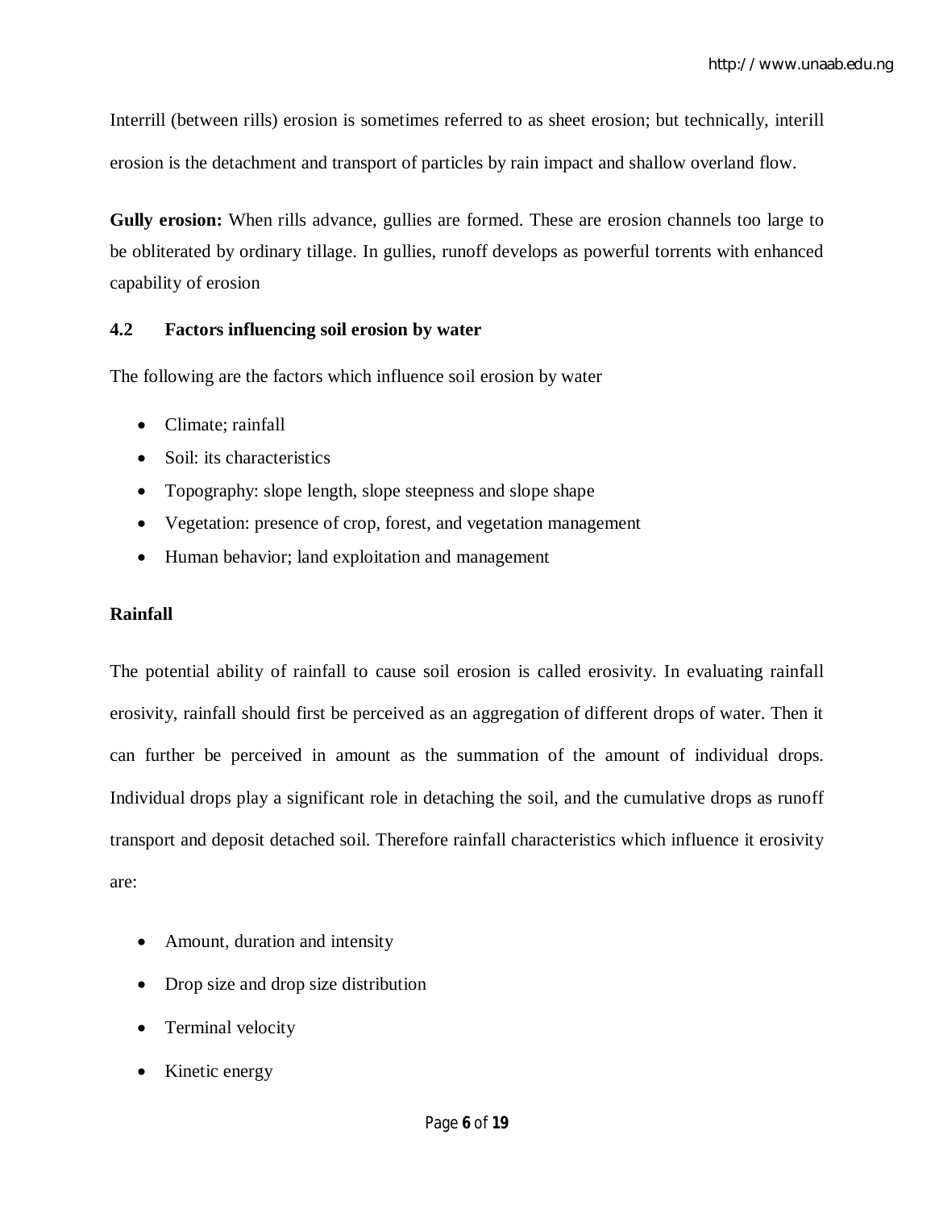Interrill (between rills) erosion is sometimes referred to as sheet erosion; but technically, interill erosion is the detachment and transport of particles by rain impact and shallow overland flow.

**Gully erosion:** When rills advance, gullies are formed. These are erosion channels too large to be obliterated by ordinary tillage. In gullies, runoff develops as powerful torrents with enhanced capability of erosion

### 4.2 Factors influencing soil erosion by water

The following are the factors which influence soil erosion by water

- Climate; rainfall
- Soil: its characteristics
- Topography: slope length, slope steepness and slope shape
- Vegetation: presence of crop, forest, and vegetation management
- Human behavior; land exploitation and management

**Rainfall**

The potential ability of rainfall to cause soil erosion is called erosivity. In evaluating rainfall erosivity, rainfall should first be perceived as an aggregation of different drops of water. Then it can further be perceived in amount as the summation of the amount of individual drops. Individual drops play a significant role in detaching the soil, and the cumulative drops as runoff transport and deposit detached soil. Therefore rainfall characteristics which influence it erosivity are:

- Amount, duration and intensity
- Drop size and drop size distribution
- Terminal velocity
- Kinetic energy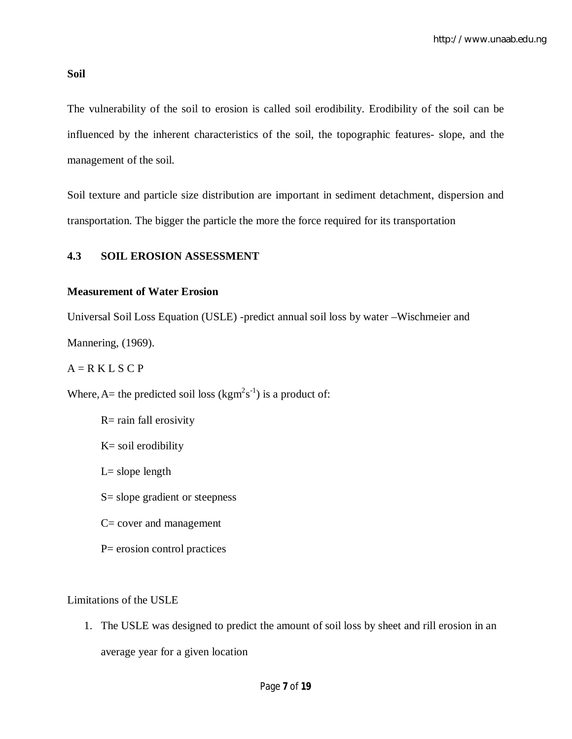**Soil**

The vulnerability of the soil to erosion is called soil erodibility. Erodibility of the soil can be influenced by the inherent characteristics of the soil, the topographic features- slope, and the management of the soil.

Soil texture and particle size distribution are important in sediment detachment, dispersion and transportation. The bigger the particle the more the force required for its transportation

## 4.3 SOIL EROSION ASSESSMENT

**Measurement of Water Erosion**

Universal Soil Loss Equation (USLE) -predict annual soil loss by water –Wischmeier and Mannering, (1969).

$A = R\ K\ L\ S\ C\ P$

Where, A= the predicted soil loss ($kgm^2s^{-1}$) is a product of:

R= rain fall erosivity

K= soil erodibility

L= slope length

S= slope gradient or steepness

C= cover and management

P= erosion control practices

Limitations of the USLE

1. The USLE was designed to predict the amount of soil loss by sheet and rill erosion in an average year for a given location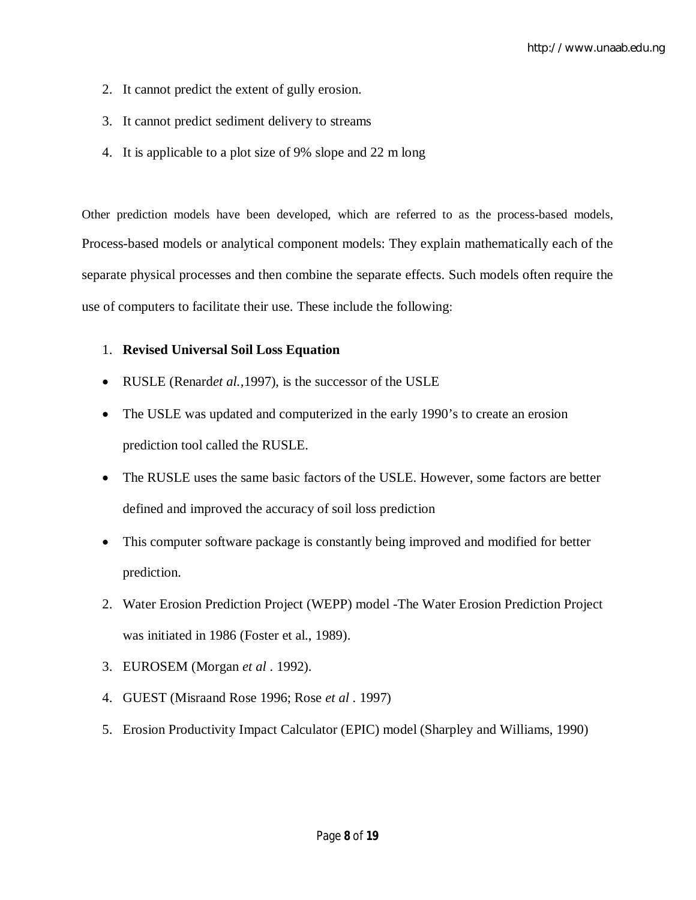2. It cannot predict the extent of gully erosion.
3. It cannot predict sediment delivery to streams
4. It is applicable to a plot size of 9% slope and 22 m long

Other prediction models have been developed, which are referred to as the process-based models, Process-based models or analytical component models: They explain mathematically each of the separate physical processes and then combine the separate effects. Such models often require the use of computers to facilitate their use. These include the following:

1. **Revised Universal Soil Loss Equation**

- RUSLE (Renard*et al.*,1997), is the successor of the USLE
- The USLE was updated and computerized in the early 1990's to create an erosion prediction tool called the RUSLE.
- The RUSLE uses the same basic factors of the USLE. However, some factors are better defined and improved the accuracy of soil loss prediction
- This computer software package is constantly being improved and modified for better prediction.

2. Water Erosion Prediction Project (WEPP) model -The Water Erosion Prediction Project was initiated in 1986 (Foster et al., 1989).
3. EUROSEM (Morgan *et al* . 1992).
4. GUEST (Misraand Rose 1996; Rose *et al* . 1997)
5. Erosion Productivity Impact Calculator (EPIC) model (Sharpley and Williams, 1990)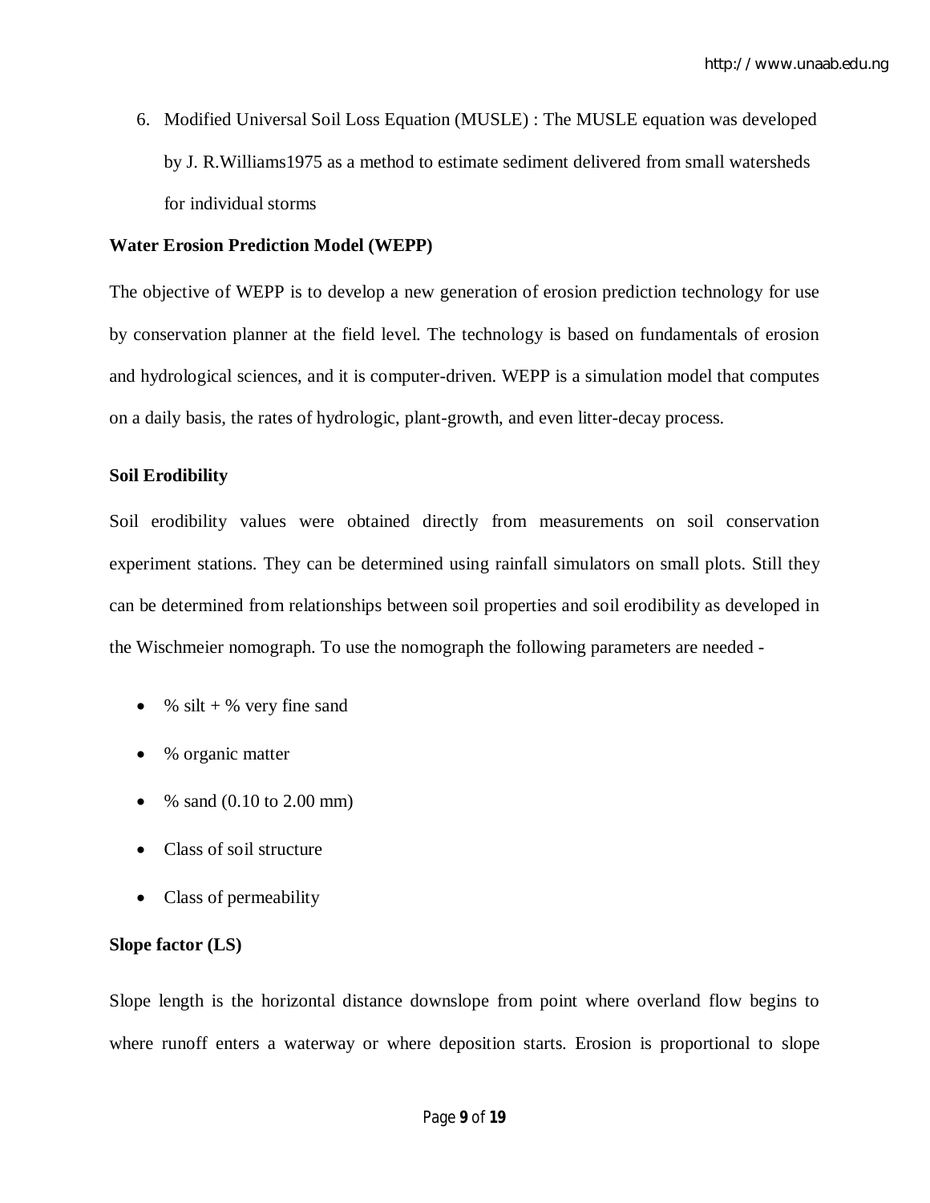6. Modified Universal Soil Loss Equation (MUSLE) : The MUSLE equation was developed by J. R.Williams1975 as a method to estimate sediment delivered from small watersheds for individual storms

**Water Erosion Prediction Model (WEPP)**

The objective of WEPP is to develop a new generation of erosion prediction technology for use by conservation planner at the field level. The technology is based on fundamentals of erosion and hydrological sciences, and it is computer-driven. WEPP is a simulation model that computes on a daily basis, the rates of hydrologic, plant-growth, and even litter-decay process.

**Soil Erodibility**

Soil erodibility values were obtained directly from measurements on soil conservation experiment stations. They can be determined using rainfall simulators on small plots. Still they can be determined from relationships between soil properties and soil erodibility as developed in the Wischmeier nomograph. To use the nomograph the following parameters are needed -

- % silt + % very fine sand
- % organic matter
- % sand (0.10 to 2.00 mm)
- Class of soil structure
- Class of permeability

**Slope factor (LS)**

Slope length is the horizontal distance downslope from point where overland flow begins to where runoff enters a waterway or where deposition starts. Erosion is proportional to slope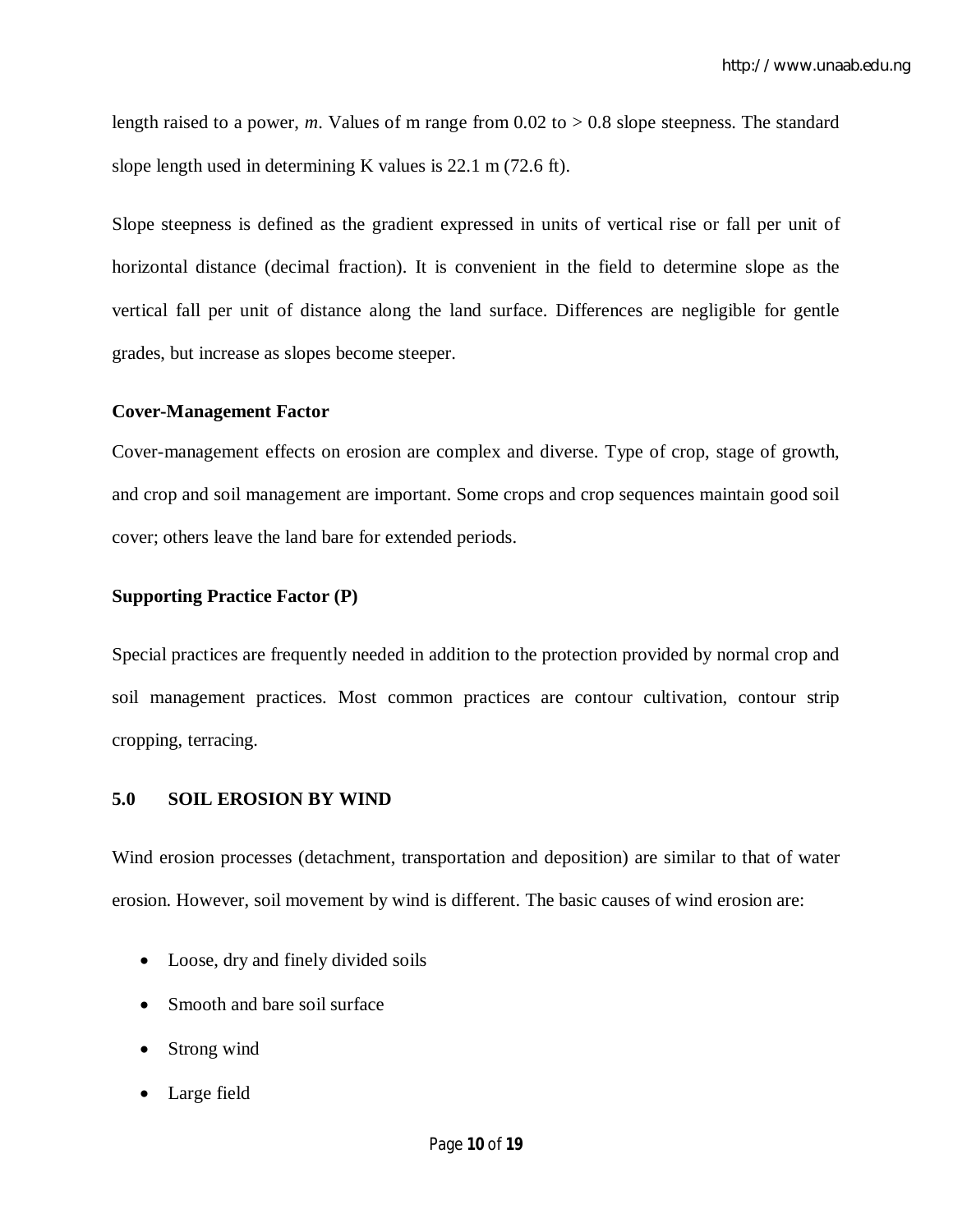length raised to a power, *m*. Values of m range from 0.02 to > 0.8 slope steepness. The standard slope length used in determining K values is 22.1 m (72.6 ft).

Slope steepness is defined as the gradient expressed in units of vertical rise or fall per unit of horizontal distance (decimal fraction). It is convenient in the field to determine slope as the vertical fall per unit of distance along the land surface. Differences are negligible for gentle grades, but increase as slopes become steeper.

**Cover-Management Factor**

Cover-management effects on erosion are complex and diverse. Type of crop, stage of growth, and crop and soil management are important. Some crops and crop sequences maintain good soil cover; others leave the land bare for extended periods.

**Supporting Practice Factor (P)**

Special practices are frequently needed in addition to the protection provided by normal crop and soil management practices. Most common practices are contour cultivation, contour strip cropping, terracing.

## 5.0 SOIL EROSION BY WIND

Wind erosion processes (detachment, transportation and deposition) are similar to that of water erosion. However, soil movement by wind is different. The basic causes of wind erosion are:

- Loose, dry and finely divided soils
- Smooth and bare soil surface
- Strong wind
- Large field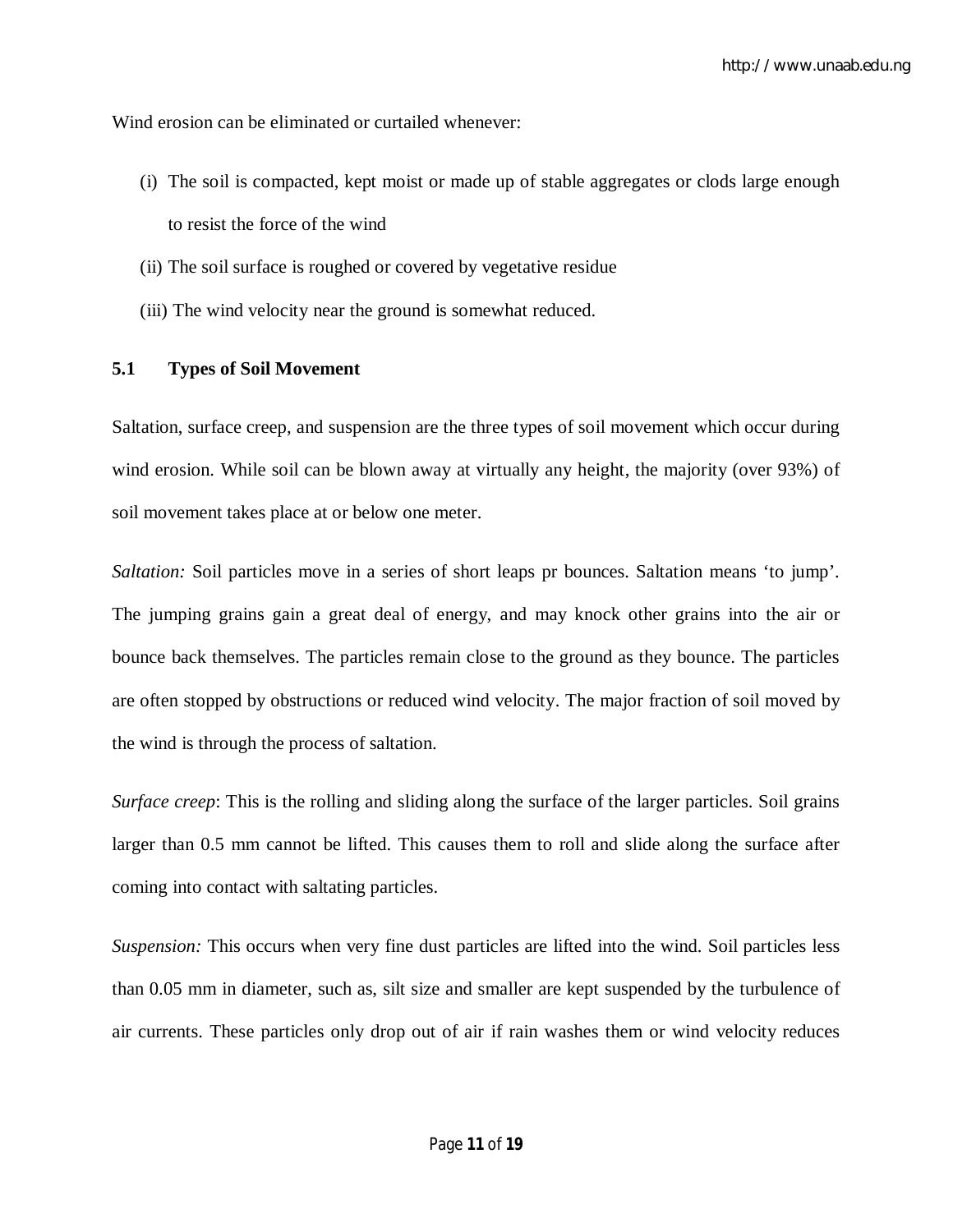Wind erosion can be eliminated or curtailed whenever:

(i) The soil is compacted, kept moist or made up of stable aggregates or clods large enough to resist the force of the wind

(ii) The soil surface is roughed or covered by vegetative residue

(iii) The wind velocity near the ground is somewhat reduced.

### 5.1 Types of Soil Movement

Saltation, surface creep, and suspension are the three types of soil movement which occur during wind erosion. While soil can be blown away at virtually any height, the majority (over 93%) of soil movement takes place at or below one meter.

*Saltation:* Soil particles move in a series of short leaps pr bounces. Saltation means 'to jump'. The jumping grains gain a great deal of energy, and may knock other grains into the air or bounce back themselves. The particles remain close to the ground as they bounce. The particles are often stopped by obstructions or reduced wind velocity. The major fraction of soil moved by the wind is through the process of saltation.

*Surface creep*: This is the rolling and sliding along the surface of the larger particles. Soil grains larger than 0.5 mm cannot be lifted. This causes them to roll and slide along the surface after coming into contact with saltating particles.

*Suspension:* This occurs when very fine dust particles are lifted into the wind. Soil particles less than 0.05 mm in diameter, such as, silt size and smaller are kept suspended by the turbulence of air currents. These particles only drop out of air if rain washes them or wind velocity reduces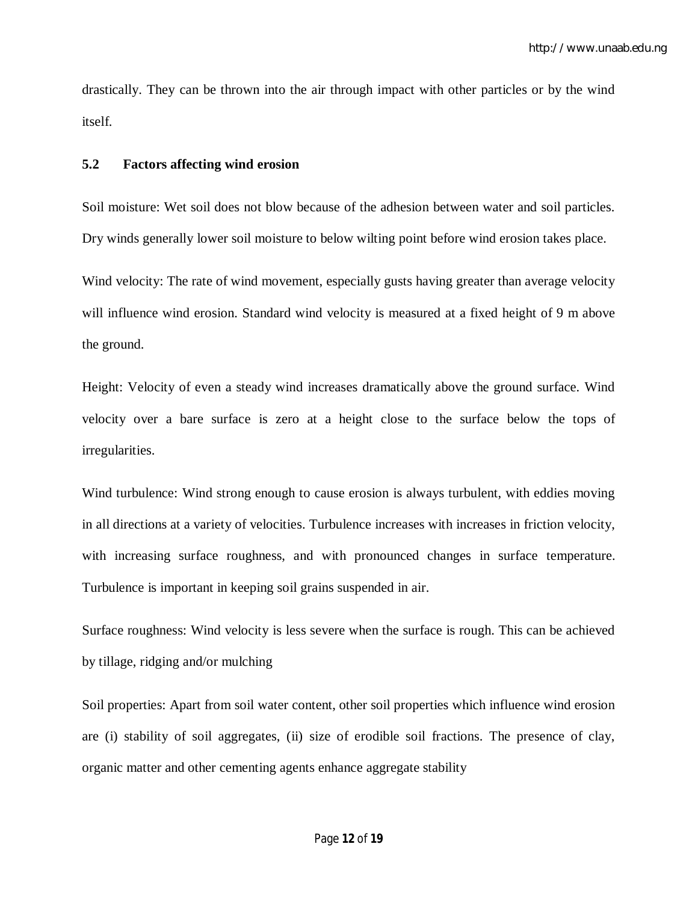drastically. They can be thrown into the air through impact with other particles or by the wind itself.

### 5.2 Factors affecting wind erosion

Soil moisture: Wet soil does not blow because of the adhesion between water and soil particles. Dry winds generally lower soil moisture to below wilting point before wind erosion takes place.

Wind velocity: The rate of wind movement, especially gusts having greater than average velocity will influence wind erosion. Standard wind velocity is measured at a fixed height of 9 m above the ground.

Height: Velocity of even a steady wind increases dramatically above the ground surface. Wind velocity over a bare surface is zero at a height close to the surface below the tops of irregularities.

Wind turbulence: Wind strong enough to cause erosion is always turbulent, with eddies moving in all directions at a variety of velocities. Turbulence increases with increases in friction velocity, with increasing surface roughness, and with pronounced changes in surface temperature. Turbulence is important in keeping soil grains suspended in air.

Surface roughness: Wind velocity is less severe when the surface is rough. This can be achieved by tillage, ridging and/or mulching

Soil properties: Apart from soil water content, other soil properties which influence wind erosion are (i) stability of soil aggregates, (ii) size of erodible soil fractions. The presence of clay, organic matter and other cementing agents enhance aggregate stability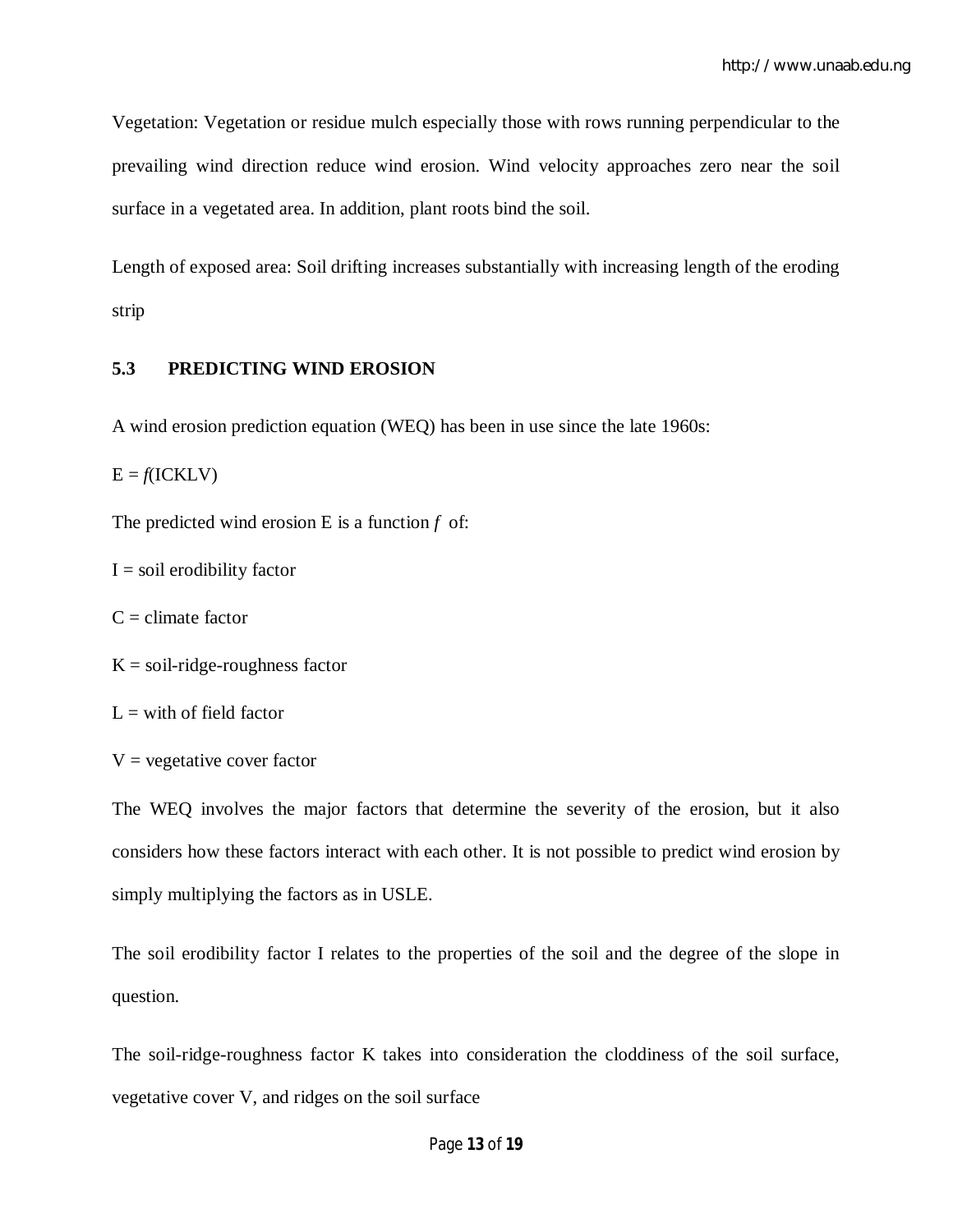Vegetation: Vegetation or residue mulch especially those with rows running perpendicular to the prevailing wind direction reduce wind erosion. Wind velocity approaches zero near the soil surface in a vegetated area. In addition, plant roots bind the soil.

Length of exposed area: Soil drifting increases substantially with increasing length of the eroding strip

### 5.3 PREDICTING WIND EROSION

A wind erosion prediction equation (WEQ) has been in use since the late 1960s:

$E = f(ICKLV)$

The predicted wind erosion E is a function $f$ of:

I = soil erodibility factor

C = climate factor

K = soil-ridge-roughness factor

L = with of field factor

V = vegetative cover factor

The WEQ involves the major factors that determine the severity of the erosion, but it also considers how these factors interact with each other. It is not possible to predict wind erosion by simply multiplying the factors as in USLE.

The soil erodibility factor I relates to the properties of the soil and the degree of the slope in question.

The soil-ridge-roughness factor K takes into consideration the cloddiness of the soil surface, vegetative cover V, and ridges on the soil surface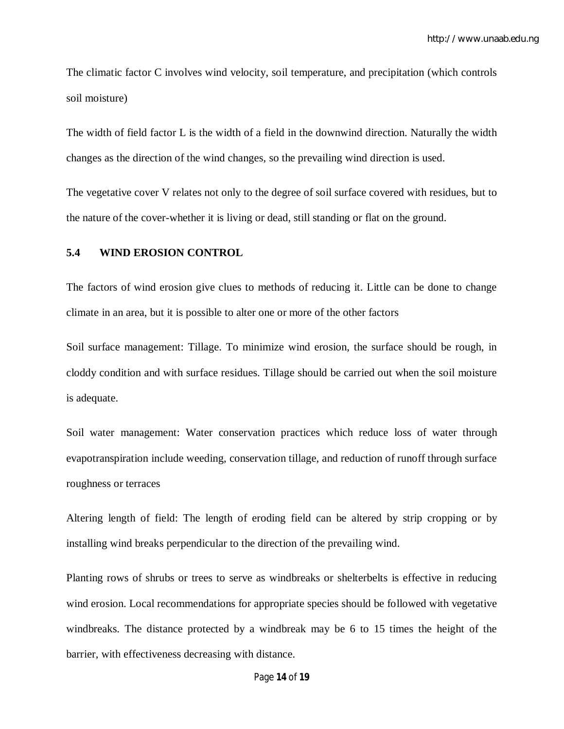The climatic factor C involves wind velocity, soil temperature, and precipitation (which controls soil moisture)

The width of field factor L is the width of a field in the downwind direction. Naturally the width changes as the direction of the wind changes, so the prevailing wind direction is used.

The vegetative cover V relates not only to the degree of soil surface covered with residues, but to the nature of the cover-whether it is living or dead, still standing or flat on the ground.

## 5.4 WIND EROSION CONTROL

The factors of wind erosion give clues to methods of reducing it. Little can be done to change climate in an area, but it is possible to alter one or more of the other factors

Soil surface management: Tillage. To minimize wind erosion, the surface should be rough, in cloddy condition and with surface residues. Tillage should be carried out when the soil moisture is adequate.

Soil water management: Water conservation practices which reduce loss of water through evapotranspiration include weeding, conservation tillage, and reduction of runoff through surface roughness or terraces

Altering length of field: The length of eroding field can be altered by strip cropping or by installing wind breaks perpendicular to the direction of the prevailing wind.

Planting rows of shrubs or trees to serve as windbreaks or shelterbelts is effective in reducing wind erosion. Local recommendations for appropriate species should be followed with vegetative windbreaks. The distance protected by a windbreak may be 6 to 15 times the height of the barrier, with effectiveness decreasing with distance.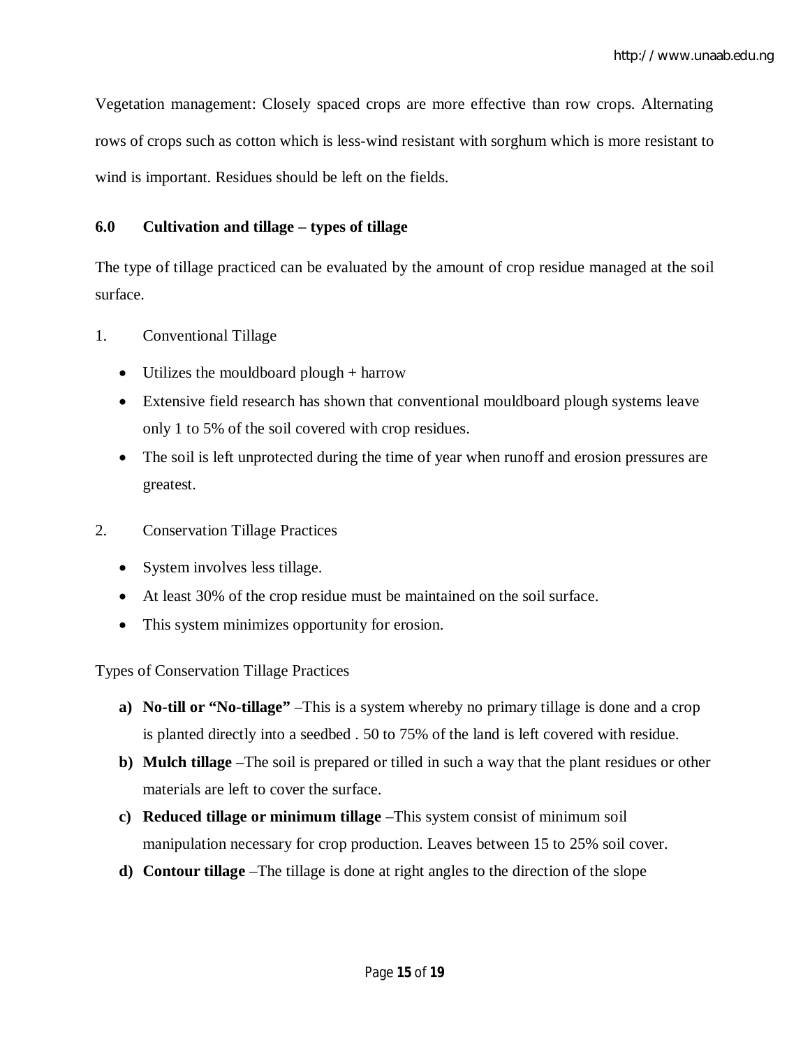Vegetation management: Closely spaced crops are more effective than row crops. Alternating rows of crops such as cotton which is less-wind resistant with sorghum which is more resistant to wind is important. Residues should be left on the fields.

## 6.0 Cultivation and tillage – types of tillage

The type of tillage practiced can be evaluated by the amount of crop residue managed at the soil surface.

1. Conventional Tillage

   - Utilizes the mouldboard plough + harrow
   - Extensive field research has shown that conventional mouldboard plough systems leave only 1 to 5% of the soil covered with crop residues.
   - The soil is left unprotected during the time of year when runoff and erosion pressures are greatest.

2. Conservation Tillage Practices

   - System involves less tillage.
   - At least 30% of the crop residue must be maintained on the soil surface.
   - This system minimizes opportunity for erosion.

Types of Conservation Tillage Practices

a) **No-till or "No-tillage"** –This is a system whereby no primary tillage is done and a crop is planted directly into a seedbed . 50 to 75% of the land is left covered with residue.

b) **Mulch tillage** –The soil is prepared or tilled in such a way that the plant residues or other materials are left to cover the surface.

c) **Reduced tillage or minimum tillage** –This system consist of minimum soil manipulation necessary for crop production. Leaves between 15 to 25% soil cover.

d) **Contour tillage** –The tillage is done at right angles to the direction of the slope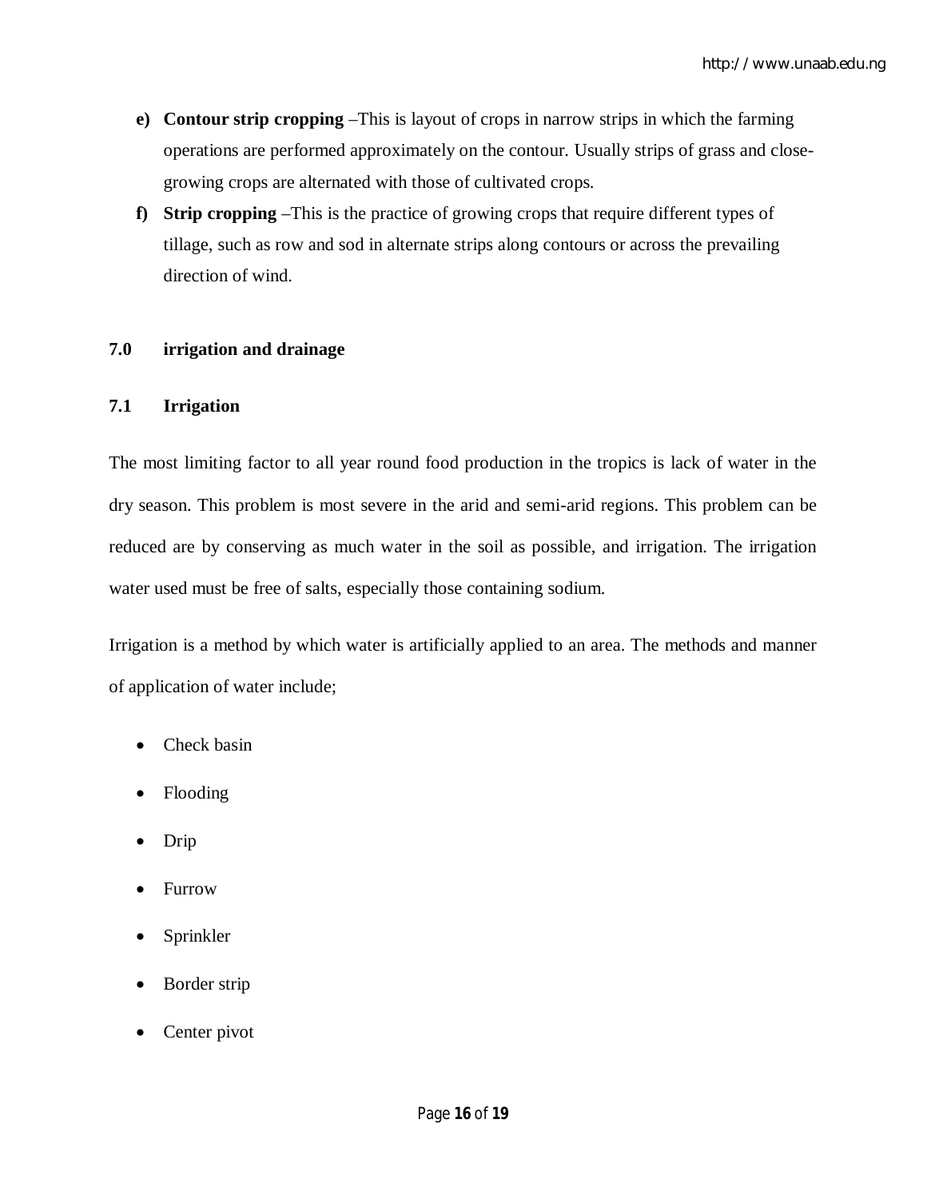e) **Contour strip cropping** –This is layout of crops in narrow strips in which the farming operations are performed approximately on the contour. Usually strips of grass and close-growing crops are alternated with those of cultivated crops.

f) **Strip cropping** –This is the practice of growing crops that require different types of tillage, such as row and sod in alternate strips along contours or across the prevailing direction of wind.

## 7.0 irrigation and drainage

### 7.1 Irrigation

The most limiting factor to all year round food production in the tropics is lack of water in the dry season. This problem is most severe in the arid and semi-arid regions. This problem can be reduced are by conserving as much water in the soil as possible, and irrigation. The irrigation water used must be free of salts, especially those containing sodium.

Irrigation is a method by which water is artificially applied to an area. The methods and manner of application of water include;

- Check basin
- Flooding
- Drip
- Furrow
- Sprinkler
- Border strip
- Center pivot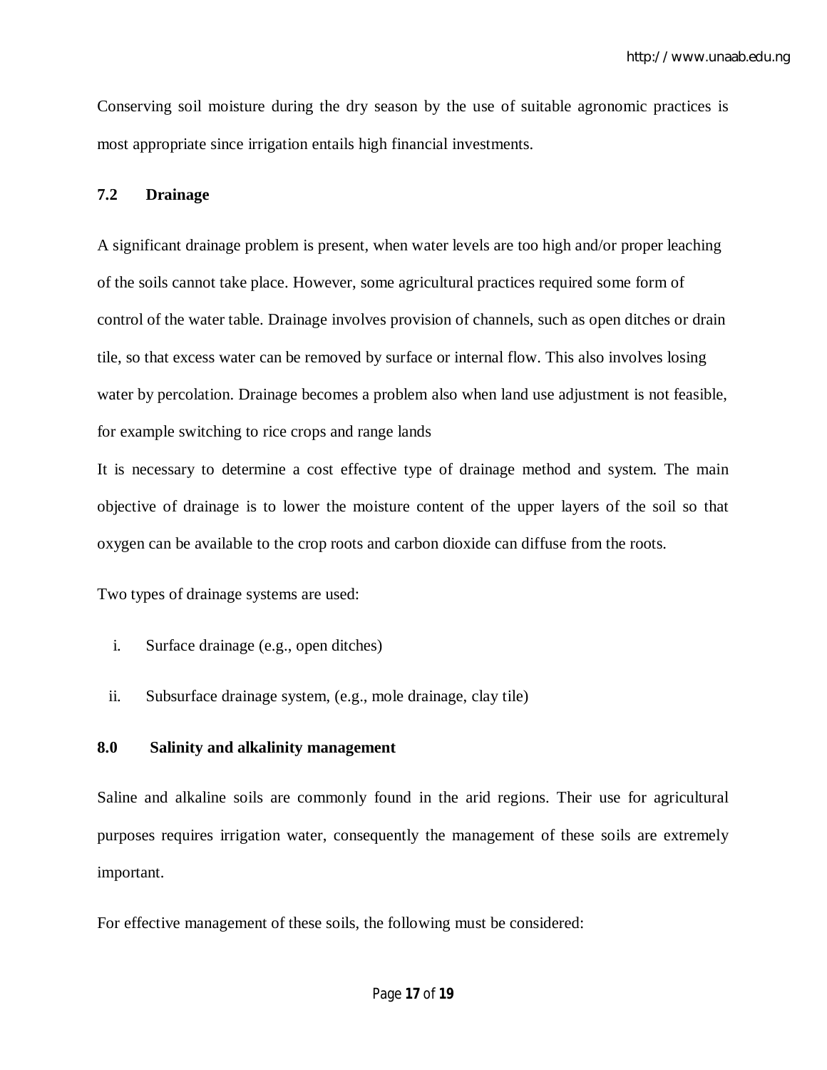Conserving soil moisture during the dry season by the use of suitable agronomic practices is most appropriate since irrigation entails high financial investments.

### 7.2 Drainage

A significant drainage problem is present, when water levels are too high and/or proper leaching of the soils cannot take place. However, some agricultural practices required some form of control of the water table. Drainage involves provision of channels, such as open ditches or drain tile, so that excess water can be removed by surface or internal flow. This also involves losing water by percolation. Drainage becomes a problem also when land use adjustment is not feasible, for example switching to rice crops and range lands

It is necessary to determine a cost effective type of drainage method and system. The main objective of drainage is to lower the moisture content of the upper layers of the soil so that oxygen can be available to the crop roots and carbon dioxide can diffuse from the roots.

Two types of drainage systems are used:

i. Surface drainage (e.g., open ditches)

ii. Subsurface drainage system, (e.g., mole drainage, clay tile)

## 8.0 Salinity and alkalinity management

Saline and alkaline soils are commonly found in the arid regions. Their use for agricultural purposes requires irrigation water, consequently the management of these soils are extremely important.

For effective management of these soils, the following must be considered: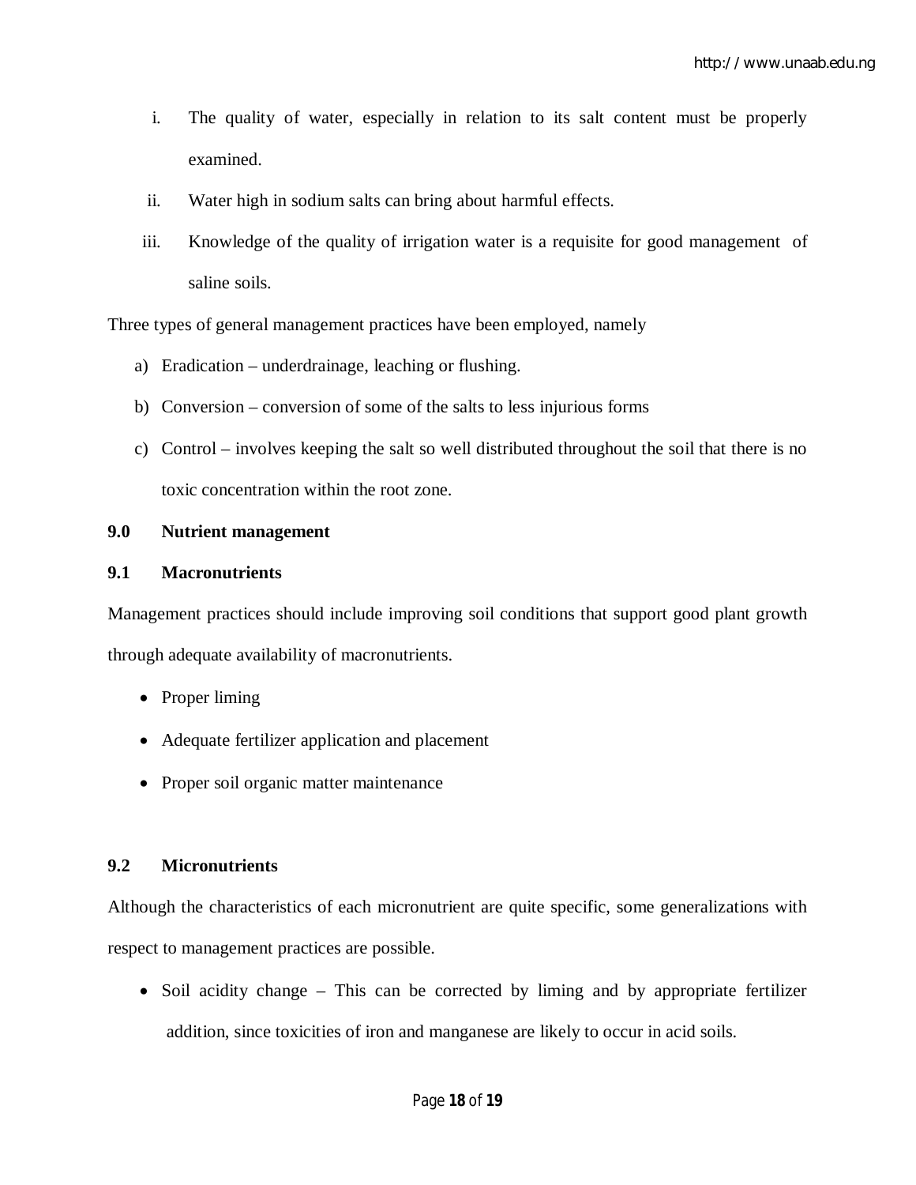i. The quality of water, especially in relation to its salt content must be properly examined.
ii. Water high in sodium salts can bring about harmful effects.
iii. Knowledge of the quality of irrigation water is a requisite for good management of saline soils.

Three types of general management practices have been employed, namely

a) Eradication – underdrainage, leaching or flushing.
b) Conversion – conversion of some of the salts to less injurious forms
c) Control – involves keeping the salt so well distributed throughout the soil that there is no toxic concentration within the root zone.

## 9.0 Nutrient management

### 9.1 Macronutrients

Management practices should include improving soil conditions that support good plant growth through adequate availability of macronutrients.

- Proper liming
- Adequate fertilizer application and placement
- Proper soil organic matter maintenance

### 9.2 Micronutrients

Although the characteristics of each micronutrient are quite specific, some generalizations with respect to management practices are possible.

- Soil acidity change – This can be corrected by liming and by appropriate fertilizer addition, since toxicities of iron and manganese are likely to occur in acid soils.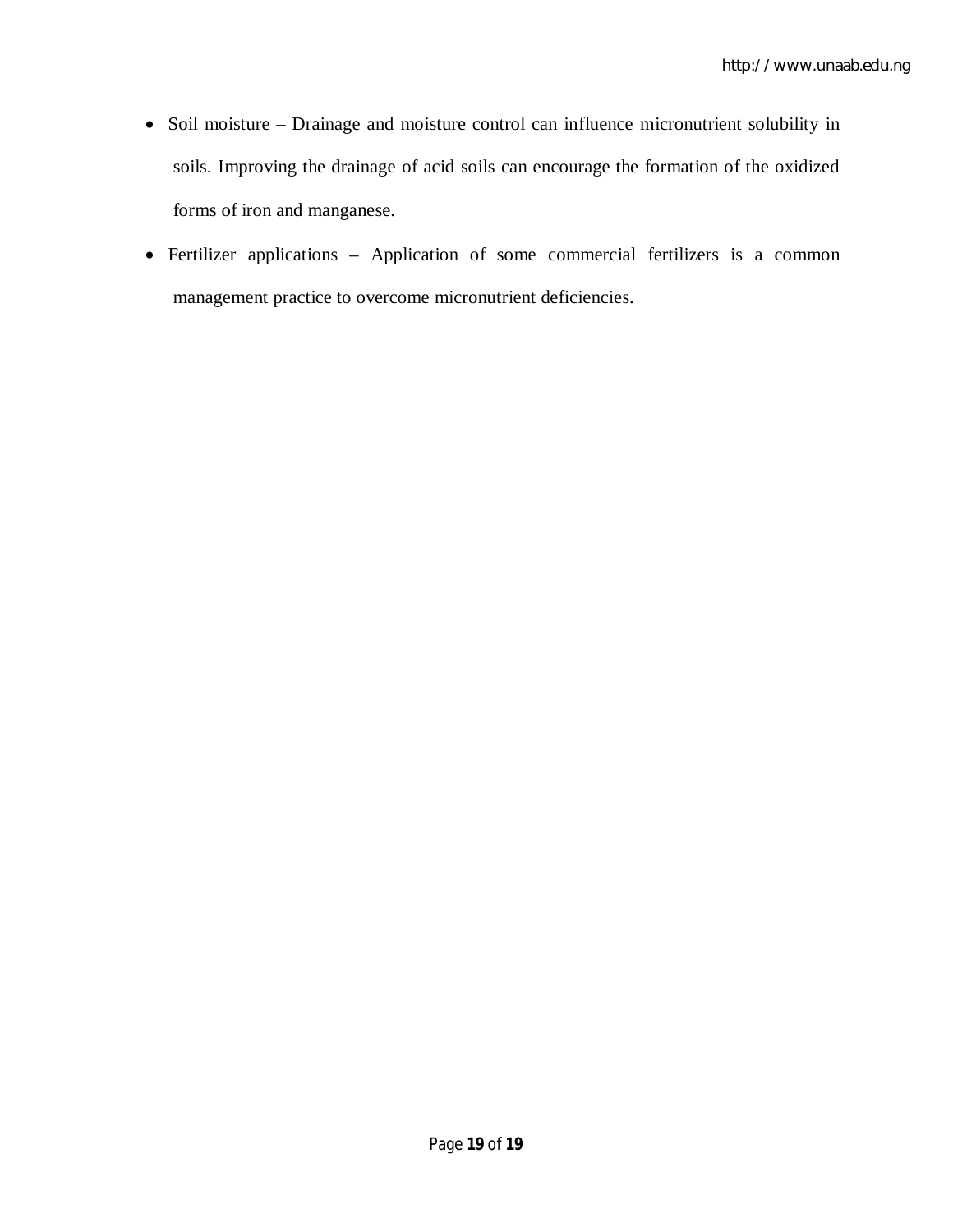- Soil moisture – Drainage and moisture control can influence micronutrient solubility in soils. Improving the drainage of acid soils can encourage the formation of the oxidized forms of iron and manganese.
- Fertilizer applications – Application of some commercial fertilizers is a common management practice to overcome micronutrient deficiencies.